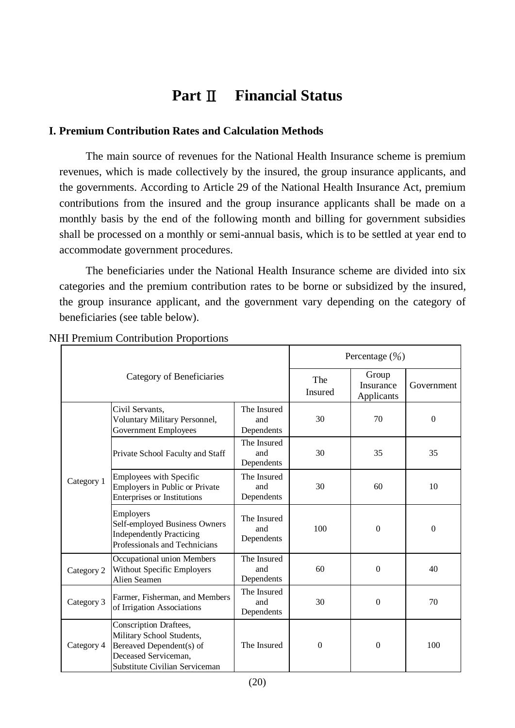# Part Ⅱ　Financial Status

## I. Premium Contribution Rates and Calculation Methods

The main source of revenues for the National Health Insurance scheme is premium revenues, which is made collectively by the insured, the group insurance applicants, and the governments. According to Article 29 of the National Health Insurance Act, premium contributions from the insured and the group insurance applicants shall be made on a monthly basis by the end of the following month and billing for government subsidies shall be processed on a monthly or semi-annual basis, which is to be settled at year end to accommodate government procedures.

The beneficiaries under the National Health Insurance scheme are divided into six categories and the premium contribution rates to be borne or subsidized by the insured, the group insurance applicant, and the government vary depending on the category of beneficiaries (see table below).

NHI Premium Contribution Proportions

| Category of Beneficiaries | | | Percentage (%) | | |
|---|---|---|---|---|---|
| | | | The Insured | Group Insurance Applicants | Government |
| Category 1 | Civil Servants, Voluntary Military Personnel, Government Employees | The Insured and Dependents | 30 | 70 | 0 |
| | Private School Faculty and Staff | The Insured and Dependents | 30 | 35 | 35 |
| | Employees with Specific Employers in Public or Private Enterprises or Institutions | The Insured and Dependents | 30 | 60 | 10 |
| | Employers Self-employed Business Owners Independently Practicing Professionals and Technicians | The Insured and Dependents | 100 | 0 | 0 |
| Category 2 | Occupational union Members Without Specific Employers Alien Seamen | The Insured and Dependents | 60 | 0 | 40 |
| Category 3 | Farmer, Fisherman, and Members of Irrigation Associations | The Insured and Dependents | 30 | 0 | 70 |
| Category 4 | Conscription Draftees, Military School Students, Bereaved Dependent(s) of Deceased Serviceman, Substitute Civilian Serviceman | The Insured | 0 | 0 | 100 |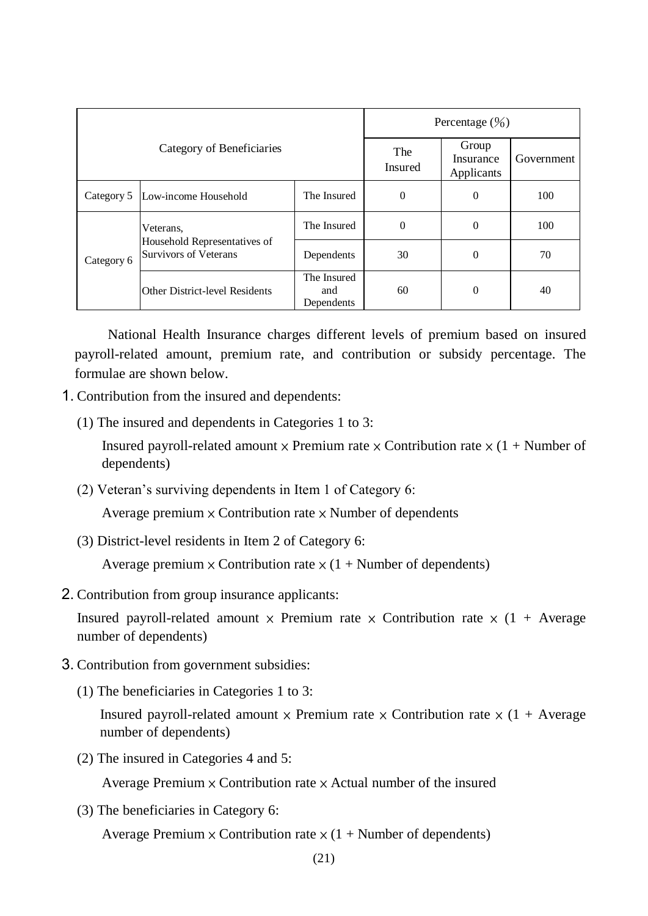| Category of Beneficiaries | | | Percentage (%) | | |
|---|---|---|---|---|---|
| | | | The Insured | Group Insurance Applicants | Government |
| Category 5 | Low-income Household | The Insured | 0 | 0 | 100 |
| Category 6 | Veterans, Household Representatives of Survivors of Veterans | The Insured | 0 | 0 | 100 |
| | | Dependents | 30 | 0 | 70 |
| | Other District-level Residents | The Insured and Dependents | 60 | 0 | 40 |

National Health Insurance charges different levels of premium based on insured payroll-related amount, premium rate, and contribution or subsidy percentage. The formulae are shown below.

1. Contribution from the insured and dependents:

   (1) The insured and dependents in Categories 1 to 3:

   Insured payroll-related amount × Premium rate × Contribution rate × (1 + Number of dependents)

   (2) Veteran's surviving dependents in Item 1 of Category 6:

   Average premium × Contribution rate × Number of dependents

   (3) District-level residents in Item 2 of Category 6:

   Average premium × Contribution rate × (1 + Number of dependents)

2. Contribution from group insurance applicants:

   Insured payroll-related amount × Premium rate × Contribution rate × (1 + Average number of dependents)

3. Contribution from government subsidies:

   (1) The beneficiaries in Categories 1 to 3:

   Insured payroll-related amount × Premium rate × Contribution rate × (1 + Average number of dependents)

   (2) The insured in Categories 4 and 5:

   Average Premium × Contribution rate × Actual number of the insured

   (3) The beneficiaries in Category 6:

   Average Premium × Contribution rate × (1 + Number of dependents)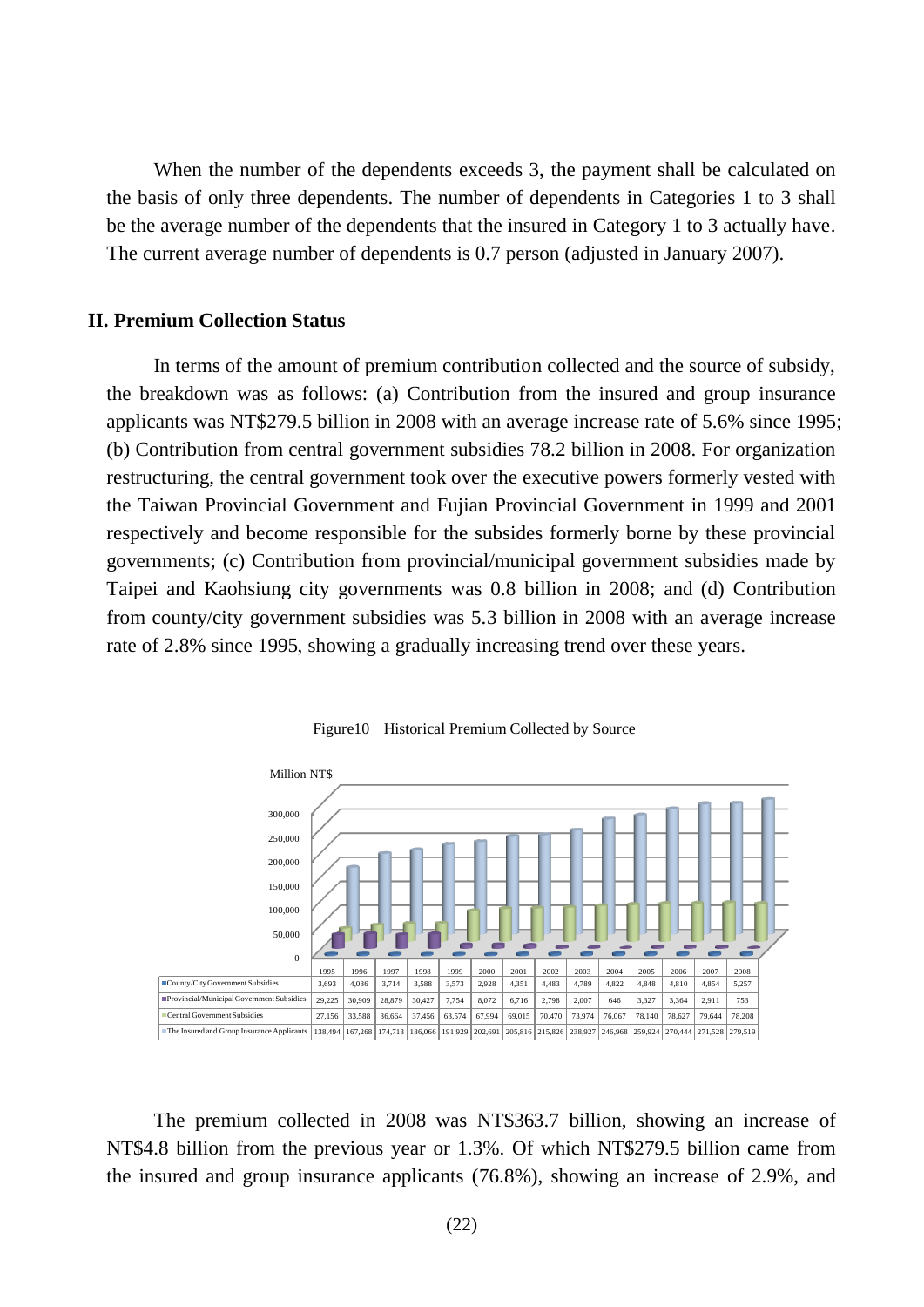When the number of the dependents exceeds 3, the payment shall be calculated on the basis of only three dependents. The number of dependents in Categories 1 to 3 shall be the average number of the dependents that the insured in Category 1 to 3 actually have. The current average number of dependents is 0.7 person (adjusted in January 2007).

## II. Premium Collection Status

In terms of the amount of premium contribution collected and the source of subsidy, the breakdown was as follows: (a) Contribution from the insured and group insurance applicants was NT$279.5 billion in 2008 with an average increase rate of 5.6% since 1995; (b) Contribution from central government subsidies 78.2 billion in 2008. For organization restructuring, the central government took over the executive powers formerly vested with the Taiwan Provincial Government and Fujian Provincial Government in 1999 and 2001 respectively and become responsible for the subsides formerly borne by these provincial governments; (c) Contribution from provincial/municipal government subsidies made by Taipei and Kaohsiung city governments was 0.8 billion in 2008; and (d) Contribution from county/city government subsidies was 5.3 billion in 2008 with an average increase rate of 2.8% since 1995, showing a gradually increasing trend over these years.

Figure10 Historical Premium Collected by Source

Million NT$

| | 1995 | 1996 | 1997 | 1998 | 1999 | 2000 | 2001 | 2002 | 2003 | 2004 | 2005 | 2006 | 2007 | 2008 |
|---|---|---|---|---|---|---|---|---|---|---|---|---|---|---|
| County/City Government Subsidies | 3,693 | 4,086 | 3,714 | 3,588 | 3,573 | 2,928 | 4,351 | 4,483 | 4,789 | 4,822 | 4,848 | 4,810 | 4,854 | 5,257 |
| Provincial/Municipal Government Subsidies | 29,225 | 30,909 | 28,879 | 30,427 | 7,754 | 8,072 | 6,716 | 2,798 | 2,007 | 646 | 3,327 | 3,364 | 2,911 | 753 |
| Central Government Subsidies | 27,156 | 33,588 | 36,664 | 37,456 | 63,574 | 67,994 | 69,015 | 70,470 | 73,974 | 76,067 | 78,140 | 78,627 | 79,644 | 78,208 |
| The Insured and Group Insurance Applicants | 138,494 | 167,268 | 174,713 | 186,066 | 191,929 | 202,691 | 205,816 | 215,826 | 238,927 | 246,968 | 259,924 | 270,444 | 271,528 | 279,519 |

The premium collected in 2008 was NT$363.7 billion, showing an increase of NT$4.8 billion from the previous year or 1.3%. Of which NT$279.5 billion came from the insured and group insurance applicants (76.8%), showing an increase of 2.9%, and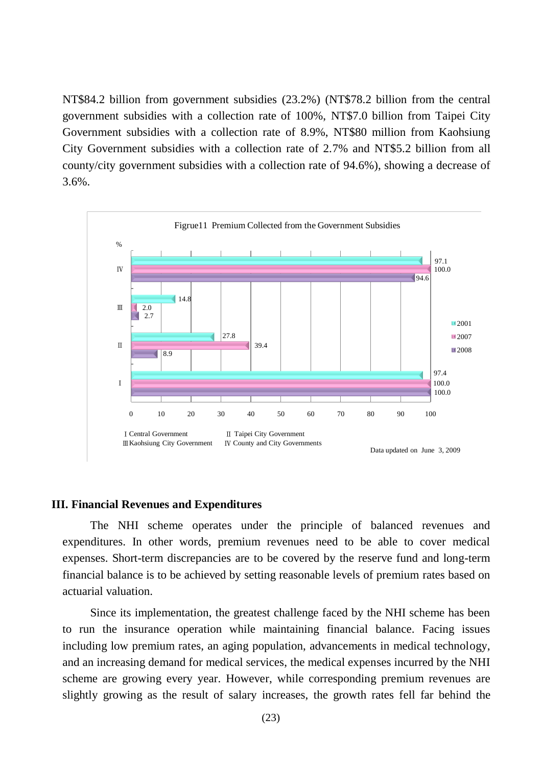NT$84.2 billion from government subsidies (23.2%) (NT$78.2 billion from the central government subsidies with a collection rate of 100%, NT$7.0 billion from Taipei City Government subsidies with a collection rate of 8.9%, NT$80 million from Kaohsiung City Government subsidies with a collection rate of 2.7% and NT$5.2 billion from all county/city government subsidies with a collection rate of 94.6%), showing a decrease of 3.6%.

Figrue11 Premium Collected from the Government Subsidies

| % | 2001 | 2007 | 2008 |
|---|---|---|---|
| Ⅰ Central Government | 97.4 | 100.0 | 100.0 |
| Ⅱ Taipei City Government | 27.8 | 39.4 | 8.9 |
| Ⅲ Kaohsiung City Government | 14.8 | 2.0 | 2.7 |
| Ⅳ County and City Governments | 97.1 | 100.0 | 94.6 |

Data updated on June 3, 2009

### III. Financial Revenues and Expenditures

The NHI scheme operates under the principle of balanced revenues and expenditures. In other words, premium revenues need to be able to cover medical expenses. Short-term discrepancies are to be covered by the reserve fund and long-term financial balance is to be achieved by setting reasonable levels of premium rates based on actuarial valuation.

Since its implementation, the greatest challenge faced by the NHI scheme has been to run the insurance operation while maintaining financial balance. Facing issues including low premium rates, an aging population, advancements in medical technology, and an increasing demand for medical services, the medical expenses incurred by the NHI scheme are growing every year. However, while corresponding premium revenues are slightly growing as the result of salary increases, the growth rates fell far behind the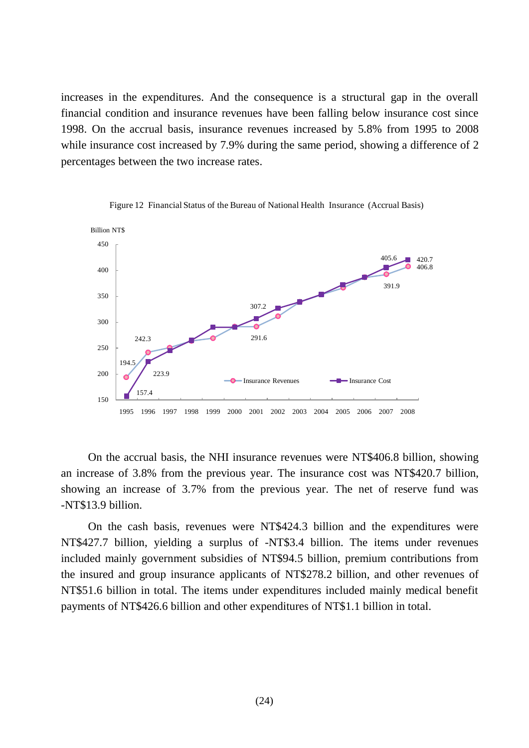increases in the expenditures. And the consequence is a structural gap in the overall financial condition and insurance revenues have been falling below insurance cost since 1998. On the accrual basis, insurance revenues increased by 5.8% from 1995 to 2008 while insurance cost increased by 7.9% during the same period, showing a difference of 2 percentages between the two increase rates.

Figure 12 Financial Status of the Bureau of National Health Insurance (Accrual Basis)

On the accrual basis, the NHI insurance revenues were NT$406.8 billion, showing an increase of 3.8% from the previous year. The insurance cost was NT$420.7 billion, showing an increase of 3.7% from the previous year. The net of reserve fund was -NT$13.9 billion.

On the cash basis, revenues were NT$424.3 billion and the expenditures were NT$427.7 billion, yielding a surplus of -NT$3.4 billion. The items under revenues included mainly government subsidies of NT$94.5 billion, premium contributions from the insured and group insurance applicants of NT$278.2 billion, and other revenues of NT$51.6 billion in total. The items under expenditures included mainly medical benefit payments of NT$426.6 billion and other expenditures of NT$1.1 billion in total.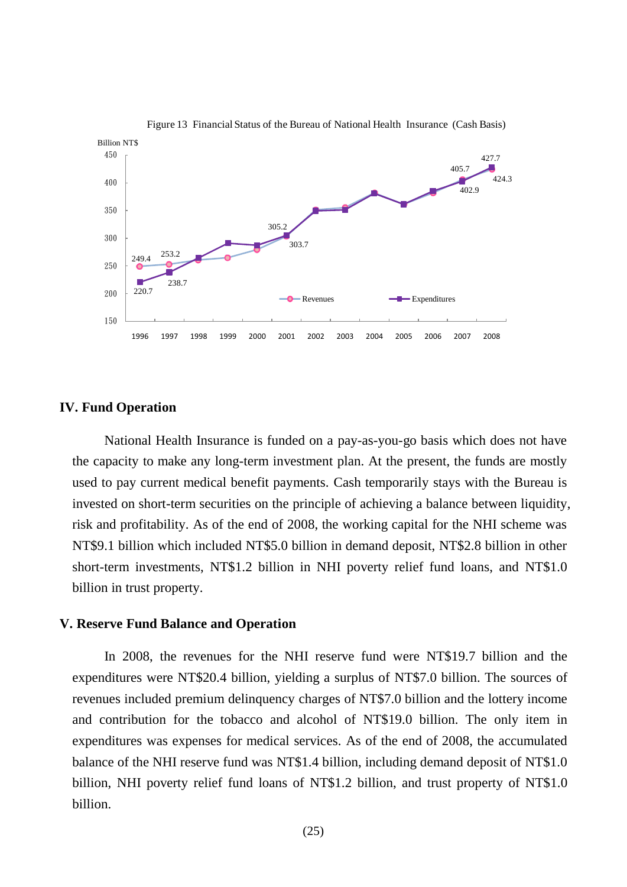Figure 13 Financial Status of the Bureau of National Health Insurance (Cash Basis)

## IV. Fund Operation

National Health Insurance is funded on a pay-as-you-go basis which does not have the capacity to make any long-term investment plan. At the present, the funds are mostly used to pay current medical benefit payments. Cash temporarily stays with the Bureau is invested on short-term securities on the principle of achieving a balance between liquidity, risk and profitability. As of the end of 2008, the working capital for the NHI scheme was NT$9.1 billion which included NT$5.0 billion in demand deposit, NT$2.8 billion in other short-term investments, NT$1.2 billion in NHI poverty relief fund loans, and NT$1.0 billion in trust property.

## V. Reserve Fund Balance and Operation

In 2008, the revenues for the NHI reserve fund were NT$19.7 billion and the expenditures were NT$20.4 billion, yielding a surplus of NT$7.0 billion. The sources of revenues included premium delinquency charges of NT$7.0 billion and the lottery income and contribution for the tobacco and alcohol of NT$19.0 billion. The only item in expenditures was expenses for medical services. As of the end of 2008, the accumulated balance of the NHI reserve fund was NT$1.4 billion, including demand deposit of NT$1.0 billion, NHI poverty relief fund loans of NT$1.2 billion, and trust property of NT$1.0 billion.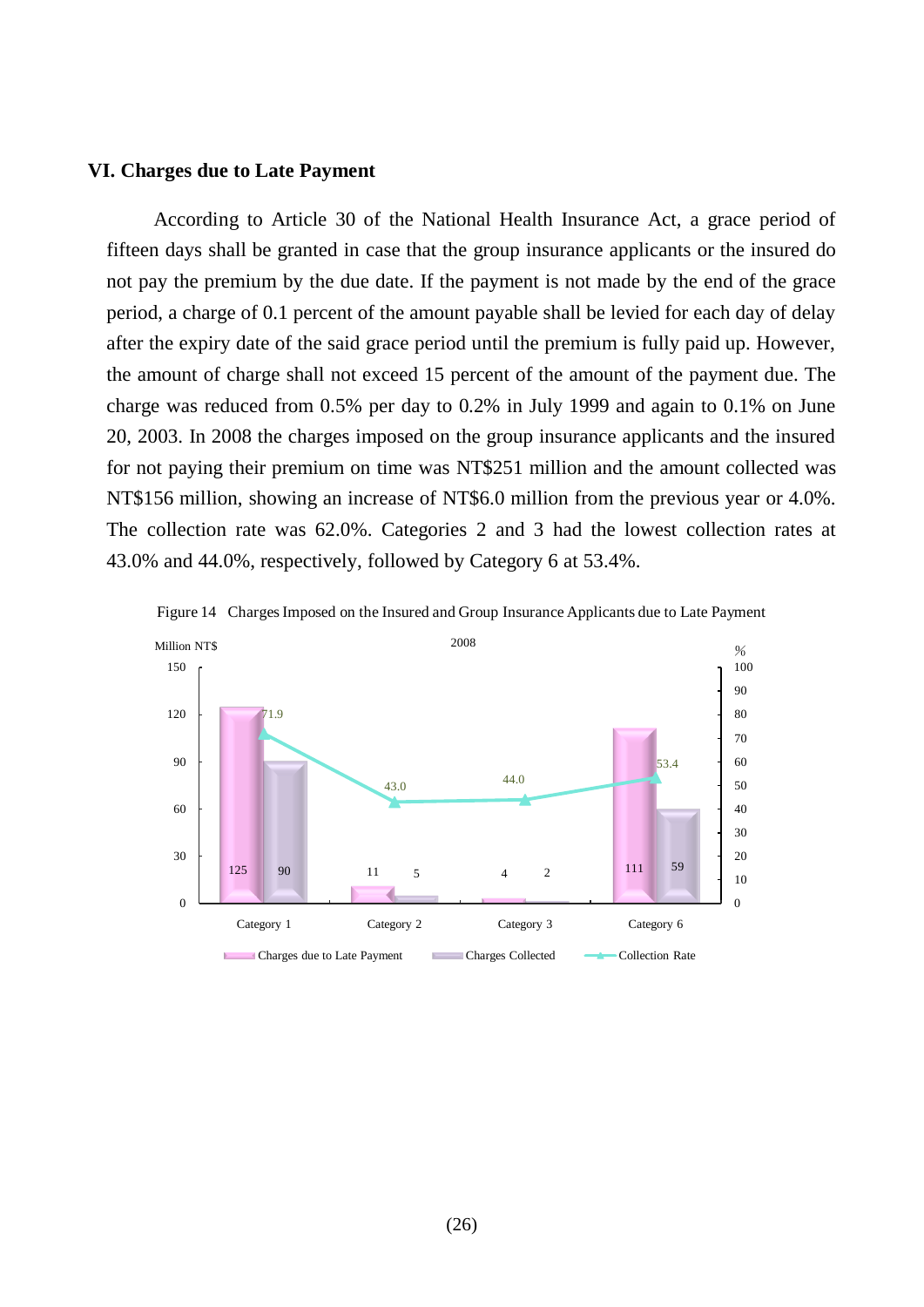## VI. Charges due to Late Payment

According to Article 30 of the National Health Insurance Act, a grace period of fifteen days shall be granted in case that the group insurance applicants or the insured do not pay the premium by the due date. If the payment is not made by the end of the grace period, a charge of 0.1 percent of the amount payable shall be levied for each day of delay after the expiry date of the said grace period until the premium is fully paid up. However, the amount of charge shall not exceed 15 percent of the amount of the payment due. The charge was reduced from 0.5% per day to 0.2% in July 1999 and again to 0.1% on June 20, 2003. In 2008 the charges imposed on the group insurance applicants and the insured for not paying their premium on time was NT$251 million and the amount collected was NT$156 million, showing an increase of NT$6.0 million from the previous year or 4.0%. The collection rate was 62.0%. Categories 2 and 3 had the lowest collection rates at 43.0% and 44.0%, respectively, followed by Category 6 at 53.4%.

Figure 14 Charges Imposed on the Insured and Group Insurance Applicants due to Late Payment

2008

Million NT$

%

0, 30, 60, 90, 120, 150

0, 10, 20, 30, 40, 50, 60, 70, 80, 90, 100

Category 1: 125, 90, 71.9

Category 2: 11, 5, 43.0

Category 3: 4, 2, 44.0

Category 6: 111, 59, 53.4

Charges due to Late Payment

Charges Collected

Collection Rate